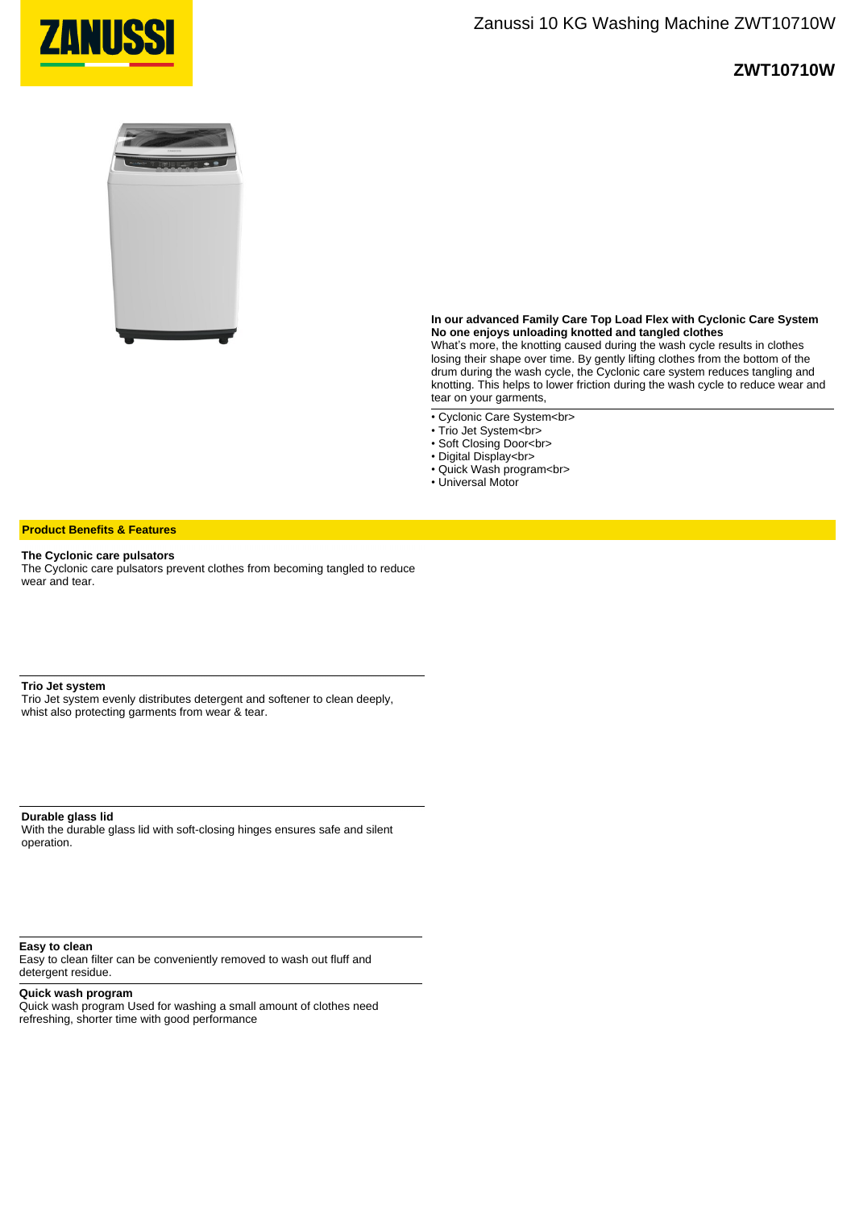ZANUSSI

# Zanussi 10 KG Washing Machine ZWT10710W

## ZWT10710W

**In our advanced Family Care Top Load Flex with Cyclonic Care System**
**No one enjoys unloading knotted and tangled clothes**
What's more, the knotting caused during the wash cycle results in clothes losing their shape over time. By gently lifting clothes from the bottom of the drum during the wash cycle, the Cyclonic care system reduces tangling and knotting. This helps to lower friction during the wash cycle to reduce wear and tear on your garments,

- Cyclonic Care System<br>
- Trio Jet System<br>
- Soft Closing Door<br>
- Digital Display<br>
- Quick Wash program<br>
- Universal Motor

## Product Benefits & Features

**The Cyclonic care pulsators**
The Cyclonic care pulsators prevent clothes from becoming tangled to reduce wear and tear.

**Trio Jet system**
Trio Jet system evenly distributes detergent and softener to clean deeply, whist also protecting garments from wear & tear.

**Durable glass lid**
With the durable glass lid with soft-closing hinges ensures safe and silent operation.

**Easy to clean**
Easy to clean filter can be conveniently removed to wash out fluff and detergent residue.

**Quick wash program**
Quick wash program Used for washing a small amount of clothes need refreshing, shorter time with good performance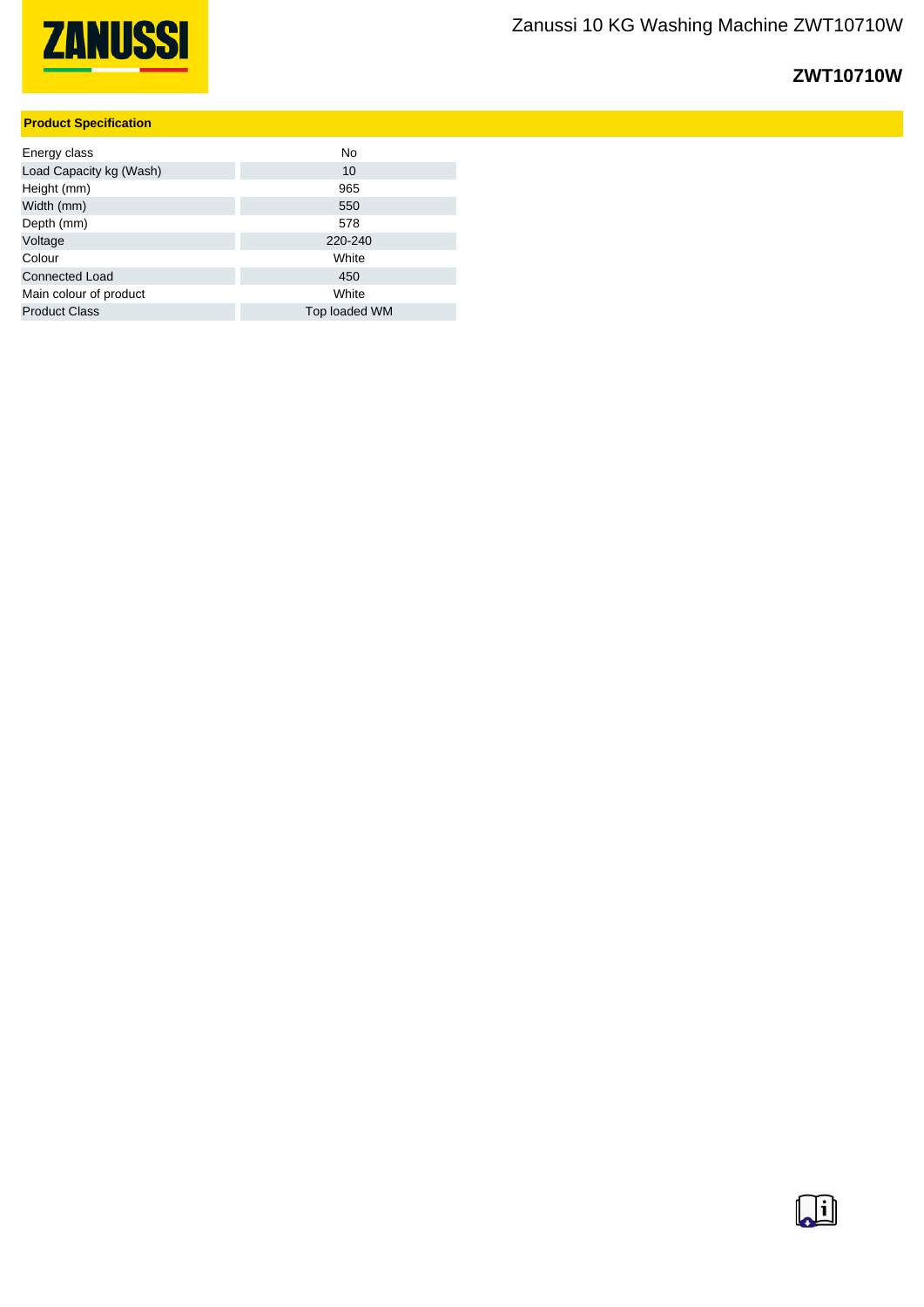# ZWT10710W

## Product Specification

| | |
|---|---|
| Energy class | No |
| Load Capacity kg (Wash) | 10 |
| Height (mm) | 965 |
| Width (mm) | 550 |
| Depth (mm) | 578 |
| Voltage | 220-240 |
| Colour | White |
| Connected Load | 450 |
| Main colour of product | White |
| Product Class | Top loaded WM |